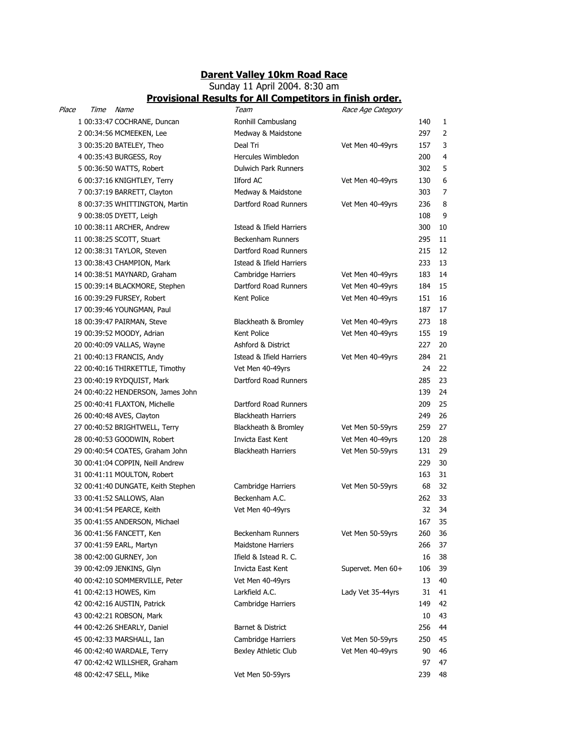# **Darent Valley 10km Road Race**

Sunday 11 April 2004. 8:30 am

## **Provisional Results for All Competitors in finish order.**

| *Place* | *Time* | *Name* | *Team* | *Race Age Category* | | |
|---|---|---|---|---|---|---|
| 1 | 00:33:47 | COCHRANE, Duncan | Ronhill Cambuslang | | 140 | 1 |
| 2 | 00:34:56 | MCMEEKEN, Lee | Medway & Maidstone | | 297 | 2 |
| 3 | 00:35:20 | BATELEY, Theo | Deal Tri | Vet Men 40-49yrs | 157 | 3 |
| 4 | 00:35:43 | BURGESS, Roy | Hercules Wimbledon | | 200 | 4 |
| 5 | 00:36:50 | WATTS, Robert | Dulwich Park Runners | | 302 | 5 |
| 6 | 00:37:16 | KNIGHTLEY, Terry | Ilford AC | Vet Men 40-49yrs | 130 | 6 |
| 7 | 00:37:19 | BARRETT, Clayton | Medway & Maidstone | | 303 | 7 |
| 8 | 00:37:35 | WHITTINGTON, Martin | Dartford Road Runners | Vet Men 40-49yrs | 236 | 8 |
| 9 | 00:38:05 | DYETT, Leigh | | | 108 | 9 |
| 10 | 00:38:11 | ARCHER, Andrew | Istead & Ifield Harriers | | 300 | 10 |
| 11 | 00:38:25 | SCOTT, Stuart | Beckenham Runners | | 295 | 11 |
| 12 | 00:38:31 | TAYLOR, Steven | Dartford Road Runners | | 215 | 12 |
| 13 | 00:38:43 | CHAMPION, Mark | Istead & Ifield Harriers | | 233 | 13 |
| 14 | 00:38:51 | MAYNARD, Graham | Cambridge Harriers | Vet Men 40-49yrs | 183 | 14 |
| 15 | 00:39:14 | BLACKMORE, Stephen | Dartford Road Runners | Vet Men 40-49yrs | 184 | 15 |
| 16 | 00:39:29 | FURSEY, Robert | Kent Police | Vet Men 40-49yrs | 151 | 16 |
| 17 | 00:39:46 | YOUNGMAN, Paul | | | 187 | 17 |
| 18 | 00:39:47 | PAIRMAN, Steve | Blackheath & Bromley | Vet Men 40-49yrs | 273 | 18 |
| 19 | 00:39:52 | MOODY, Adrian | Kent Police | Vet Men 40-49yrs | 155 | 19 |
| 20 | 00:40:09 | VALLAS, Wayne | Ashford & District | | 227 | 20 |
| 21 | 00:40:13 | FRANCIS, Andy | Istead & Ifield Harriers | Vet Men 40-49yrs | 284 | 21 |
| 22 | 00:40:16 | THIRKETTLE, Timothy | Vet Men 40-49yrs | | 24 | 22 |
| 23 | 00:40:19 | RYDQUIST, Mark | Dartford Road Runners | | 285 | 23 |
| 24 | 00:40:22 | HENDERSON, James John | | | 139 | 24 |
| 25 | 00:40:41 | FLAXTON, Michelle | Dartford Road Runners | | 209 | 25 |
| 26 | 00:40:48 | AVES, Clayton | Blackheath Harriers | | 249 | 26 |
| 27 | 00:40:52 | BRIGHTWELL, Terry | Blackheath & Bromley | Vet Men 50-59yrs | 259 | 27 |
| 28 | 00:40:53 | GOODWIN, Robert | Invicta East Kent | Vet Men 40-49yrs | 120 | 28 |
| 29 | 00:40:54 | COATES, Graham John | Blackheath Harriers | Vet Men 50-59yrs | 131 | 29 |
| 30 | 00:41:04 | COPPIN, Neill Andrew | | | 229 | 30 |
| 31 | 00:41:11 | MOULTON, Robert | | | 163 | 31 |
| 32 | 00:41:40 | DUNGATE, Keith Stephen | Cambridge Harriers | Vet Men 50-59yrs | 68 | 32 |
| 33 | 00:41:52 | SALLOWS, Alan | Beckenham A.C. | | 262 | 33 |
| 34 | 00:41:54 | PEARCE, Keith | Vet Men 40-49yrs | | 32 | 34 |
| 35 | 00:41:55 | ANDERSON, Michael | | | 167 | 35 |
| 36 | 00:41:56 | FANCETT, Ken | Beckenham Runners | Vet Men 50-59yrs | 260 | 36 |
| 37 | 00:41:59 | EARL, Martyn | Maidstone Harriers | | 266 | 37 |
| 38 | 00:42:00 | GURNEY, Jon | Ifield & Istead R. C. | | 16 | 38 |
| 39 | 00:42:09 | JENKINS, Glyn | Invicta East Kent | Supervet. Men 60+ | 106 | 39 |
| 40 | 00:42:10 | SOMMERVILLE, Peter | Vet Men 40-49yrs | | 13 | 40 |
| 41 | 00:42:13 | HOWES, Kim | Larkfield A.C. | Lady Vet 35-44yrs | 31 | 41 |
| 42 | 00:42:16 | AUSTIN, Patrick | Cambridge Harriers | | 149 | 42 |
| 43 | 00:42:21 | ROBSON, Mark | | | 10 | 43 |
| 44 | 00:42:26 | SHEARLY, Daniel | Barnet & District | | 256 | 44 |
| 45 | 00:42:33 | MARSHALL, Ian | Cambridge Harriers | Vet Men 50-59yrs | 250 | 45 |
| 46 | 00:42:40 | WARDALE, Terry | Bexley Athletic Club | Vet Men 40-49yrs | 90 | 46 |
| 47 | 00:42:42 | WILLSHER, Graham | | | 97 | 47 |
| 48 | 00:42:47 | SELL, Mike | Vet Men 50-59yrs | | 239 | 48 |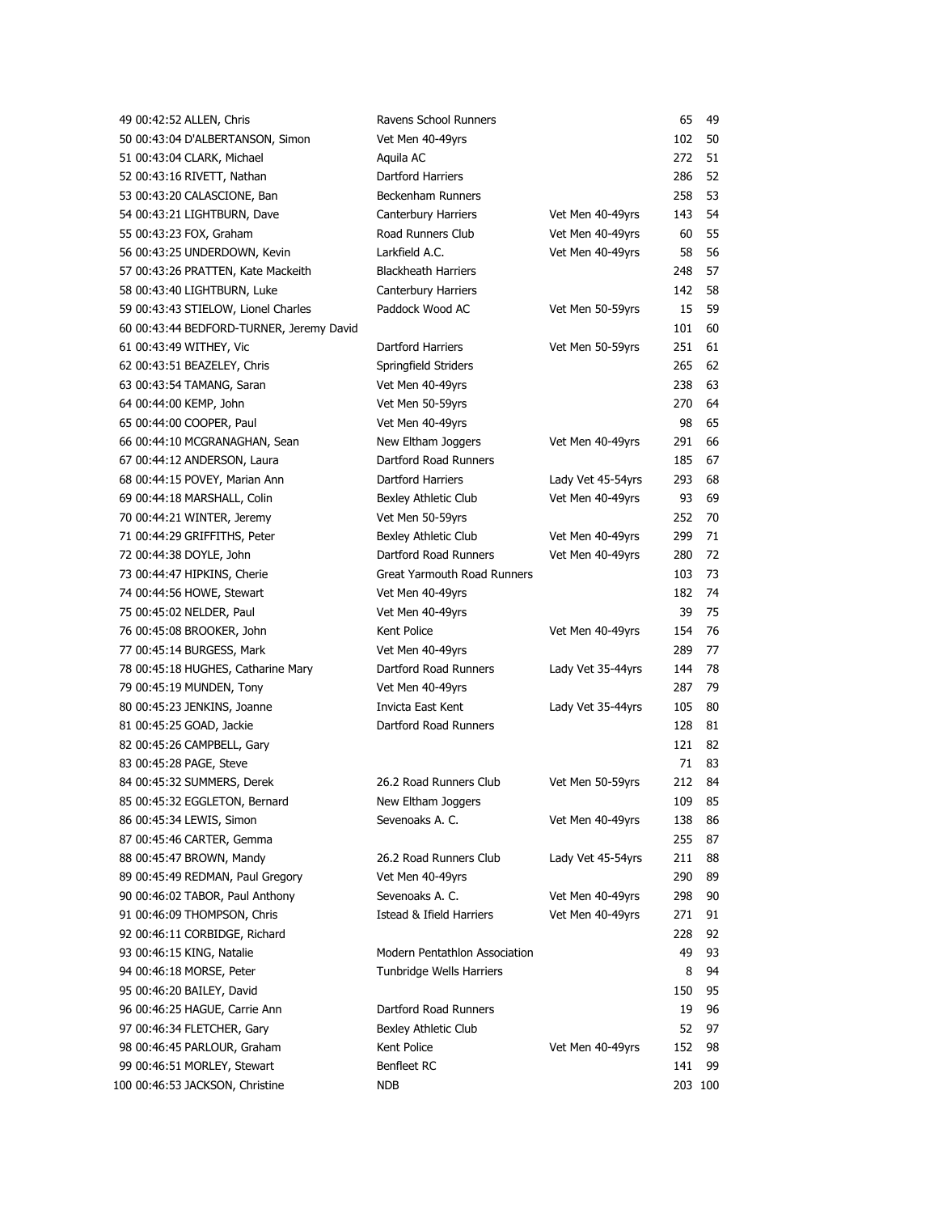| Pos | Time | Name | Club | Category | No. | Pos |
|---|---|---|---|---|---|---|
| 49 | 00:42:52 | ALLEN, Chris | Ravens School Runners | | 65 | 49 |
| 50 | 00:43:04 | D'ALBERTANSON, Simon | Vet Men 40-49yrs | | 102 | 50 |
| 51 | 00:43:04 | CLARK, Michael | Aquila AC | | 272 | 51 |
| 52 | 00:43:16 | RIVETT, Nathan | Dartford Harriers | | 286 | 52 |
| 53 | 00:43:20 | CALASCIONE, Ban | Beckenham Runners | | 258 | 53 |
| 54 | 00:43:21 | LIGHTBURN, Dave | Canterbury Harriers | Vet Men 40-49yrs | 143 | 54 |
| 55 | 00:43:23 | FOX, Graham | Road Runners Club | Vet Men 40-49yrs | 60 | 55 |
| 56 | 00:43:25 | UNDERDOWN, Kevin | Larkfield A.C. | Vet Men 40-49yrs | 58 | 56 |
| 57 | 00:43:26 | PRATTEN, Kate Mackeith | Blackheath Harriers | | 248 | 57 |
| 58 | 00:43:40 | LIGHTBURN, Luke | Canterbury Harriers | | 142 | 58 |
| 59 | 00:43:43 | STIELOW, Lionel Charles | Paddock Wood AC | Vet Men 50-59yrs | 15 | 59 |
| 60 | 00:43:44 | BEDFORD-TURNER, Jeremy David | | | 101 | 60 |
| 61 | 00:43:49 | WITHEY, Vic | Dartford Harriers | Vet Men 50-59yrs | 251 | 61 |
| 62 | 00:43:51 | BEAZELEY, Chris | Springfield Striders | | 265 | 62 |
| 63 | 00:43:54 | TAMANG, Saran | Vet Men 40-49yrs | | 238 | 63 |
| 64 | 00:44:00 | KEMP, John | Vet Men 50-59yrs | | 270 | 64 |
| 65 | 00:44:00 | COOPER, Paul | Vet Men 40-49yrs | | 98 | 65 |
| 66 | 00:44:10 | MCGRANAGHAN, Sean | New Eltham Joggers | Vet Men 40-49yrs | 291 | 66 |
| 67 | 00:44:12 | ANDERSON, Laura | Dartford Road Runners | | 185 | 67 |
| 68 | 00:44:15 | POVEY, Marian Ann | Dartford Harriers | Lady Vet 45-54yrs | 293 | 68 |
| 69 | 00:44:18 | MARSHALL, Colin | Bexley Athletic Club | Vet Men 40-49yrs | 93 | 69 |
| 70 | 00:44:21 | WINTER, Jeremy | Vet Men 50-59yrs | | 252 | 70 |
| 71 | 00:44:29 | GRIFFITHS, Peter | Bexley Athletic Club | Vet Men 40-49yrs | 299 | 71 |
| 72 | 00:44:38 | DOYLE, John | Dartford Road Runners | Vet Men 40-49yrs | 280 | 72 |
| 73 | 00:44:47 | HIPKINS, Cherie | Great Yarmouth Road Runners | | 103 | 73 |
| 74 | 00:44:56 | HOWE, Stewart | Vet Men 40-49yrs | | 182 | 74 |
| 75 | 00:45:02 | NELDER, Paul | Vet Men 40-49yrs | | 39 | 75 |
| 76 | 00:45:08 | BROOKER, John | Kent Police | Vet Men 40-49yrs | 154 | 76 |
| 77 | 00:45:14 | BURGESS, Mark | Vet Men 40-49yrs | | 289 | 77 |
| 78 | 00:45:18 | HUGHES, Catharine Mary | Dartford Road Runners | Lady Vet 35-44yrs | 144 | 78 |
| 79 | 00:45:19 | MUNDEN, Tony | Vet Men 40-49yrs | | 287 | 79 |
| 80 | 00:45:23 | JENKINS, Joanne | Invicta East Kent | Lady Vet 35-44yrs | 105 | 80 |
| 81 | 00:45:25 | GOAD, Jackie | Dartford Road Runners | | 128 | 81 |
| 82 | 00:45:26 | CAMPBELL, Gary | | | 121 | 82 |
| 83 | 00:45:28 | PAGE, Steve | | | 71 | 83 |
| 84 | 00:45:32 | SUMMERS, Derek | 26.2 Road Runners Club | Vet Men 50-59yrs | 212 | 84 |
| 85 | 00:45:32 | EGGLETON, Bernard | New Eltham Joggers | | 109 | 85 |
| 86 | 00:45:34 | LEWIS, Simon | Sevenoaks A. C. | Vet Men 40-49yrs | 138 | 86 |
| 87 | 00:45:46 | CARTER, Gemma | | | 255 | 87 |
| 88 | 00:45:47 | BROWN, Mandy | 26.2 Road Runners Club | Lady Vet 45-54yrs | 211 | 88 |
| 89 | 00:45:49 | REDMAN, Paul Gregory | Vet Men 40-49yrs | | 290 | 89 |
| 90 | 00:46:02 | TABOR, Paul Anthony | Sevenoaks A. C. | Vet Men 40-49yrs | 298 | 90 |
| 91 | 00:46:09 | THOMPSON, Chris | Istead & Ifield Harriers | Vet Men 40-49yrs | 271 | 91 |
| 92 | 00:46:11 | CORBIDGE, Richard | | | 228 | 92 |
| 93 | 00:46:15 | KING, Natalie | Modern Pentathlon Association | | 49 | 93 |
| 94 | 00:46:18 | MORSE, Peter | Tunbridge Wells Harriers | | 8 | 94 |
| 95 | 00:46:20 | BAILEY, David | | | 150 | 95 |
| 96 | 00:46:25 | HAGUE, Carrie Ann | Dartford Road Runners | | 19 | 96 |
| 97 | 00:46:34 | FLETCHER, Gary | Bexley Athletic Club | | 52 | 97 |
| 98 | 00:46:45 | PARLOUR, Graham | Kent Police | Vet Men 40-49yrs | 152 | 98 |
| 99 | 00:46:51 | MORLEY, Stewart | Benfleet RC | | 141 | 99 |
| 100 | 00:46:53 | JACKSON, Christine | NDB | | 203 | 100 |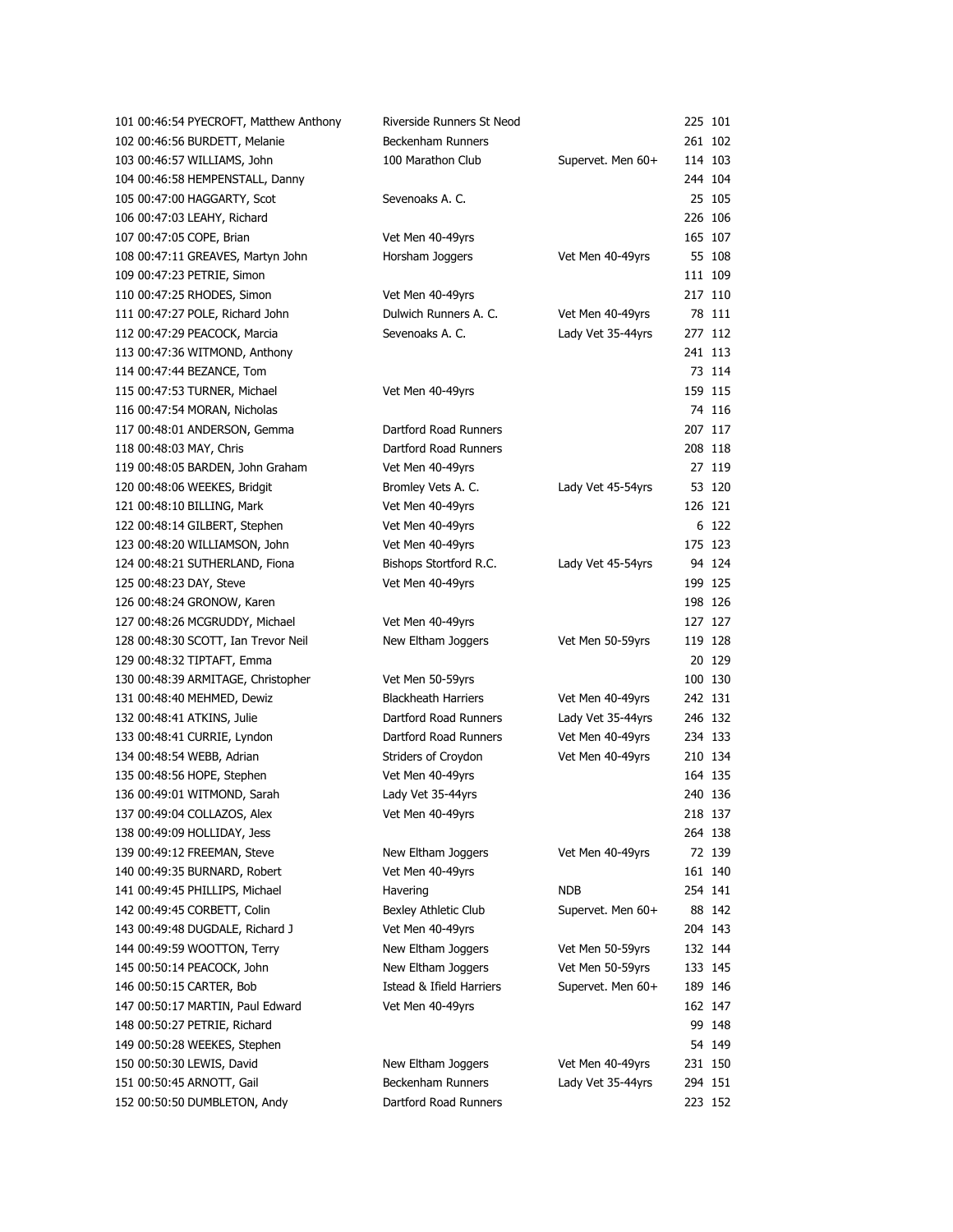| Pos | Time | Name | Club | Category | Bib | Pos |
|---|---|---|---|---|---|---|
| 101 | 00:46:54 | PYECROFT, Matthew Anthony | Riverside Runners St Neod | | 225 | 101 |
| 102 | 00:46:56 | BURDETT, Melanie | Beckenham Runners | | 261 | 102 |
| 103 | 00:46:57 | WILLIAMS, John | 100 Marathon Club | Supervet. Men 60+ | 114 | 103 |
| 104 | 00:46:58 | HEMPENSTALL, Danny | | | 244 | 104 |
| 105 | 00:47:00 | HAGGARTY, Scot | Sevenoaks A. C. | | 25 | 105 |
| 106 | 00:47:03 | LEAHY, Richard | | | 226 | 106 |
| 107 | 00:47:05 | COPE, Brian | Vet Men 40-49yrs | | 165 | 107 |
| 108 | 00:47:11 | GREAVES, Martyn John | Horsham Joggers | Vet Men 40-49yrs | 55 | 108 |
| 109 | 00:47:23 | PETRIE, Simon | | | 111 | 109 |
| 110 | 00:47:25 | RHODES, Simon | Vet Men 40-49yrs | | 217 | 110 |
| 111 | 00:47:27 | POLE, Richard John | Dulwich Runners A. C. | Vet Men 40-49yrs | 78 | 111 |
| 112 | 00:47:29 | PEACOCK, Marcia | Sevenoaks A. C. | Lady Vet 35-44yrs | 277 | 112 |
| 113 | 00:47:36 | WITMOND, Anthony | | | 241 | 113 |
| 114 | 00:47:44 | BEZANCE, Tom | | | 73 | 114 |
| 115 | 00:47:53 | TURNER, Michael | Vet Men 40-49yrs | | 159 | 115 |
| 116 | 00:47:54 | MORAN, Nicholas | | | 74 | 116 |
| 117 | 00:48:01 | ANDERSON, Gemma | Dartford Road Runners | | 207 | 117 |
| 118 | 00:48:03 | MAY, Chris | Dartford Road Runners | | 208 | 118 |
| 119 | 00:48:05 | BARDEN, John Graham | Vet Men 40-49yrs | | 27 | 119 |
| 120 | 00:48:06 | WEEKES, Bridgit | Bromley Vets A. C. | Lady Vet 45-54yrs | 53 | 120 |
| 121 | 00:48:10 | BILLING, Mark | Vet Men 40-49yrs | | 126 | 121 |
| 122 | 00:48:14 | GILBERT, Stephen | Vet Men 40-49yrs | | 6 | 122 |
| 123 | 00:48:20 | WILLIAMSON, John | Vet Men 40-49yrs | | 175 | 123 |
| 124 | 00:48:21 | SUTHERLAND, Fiona | Bishops Stortford R.C. | Lady Vet 45-54yrs | 94 | 124 |
| 125 | 00:48:23 | DAY, Steve | Vet Men 40-49yrs | | 199 | 125 |
| 126 | 00:48:24 | GRONOW, Karen | | | 198 | 126 |
| 127 | 00:48:26 | MCGRUDDY, Michael | Vet Men 40-49yrs | | 127 | 127 |
| 128 | 00:48:30 | SCOTT, Ian Trevor Neil | New Eltham Joggers | Vet Men 50-59yrs | 119 | 128 |
| 129 | 00:48:32 | TIPTAFT, Emma | | | 20 | 129 |
| 130 | 00:48:39 | ARMITAGE, Christopher | Vet Men 50-59yrs | | 100 | 130 |
| 131 | 00:48:40 | MEHMED, Dewiz | Blackheath Harriers | Vet Men 40-49yrs | 242 | 131 |
| 132 | 00:48:41 | ATKINS, Julie | Dartford Road Runners | Lady Vet 35-44yrs | 246 | 132 |
| 133 | 00:48:41 | CURRIE, Lyndon | Dartford Road Runners | Vet Men 40-49yrs | 234 | 133 |
| 134 | 00:48:54 | WEBB, Adrian | Striders of Croydon | Vet Men 40-49yrs | 210 | 134 |
| 135 | 00:48:56 | HOPE, Stephen | Vet Men 40-49yrs | | 164 | 135 |
| 136 | 00:49:01 | WITMOND, Sarah | Lady Vet 35-44yrs | | 240 | 136 |
| 137 | 00:49:04 | COLLAZOS, Alex | Vet Men 40-49yrs | | 218 | 137 |
| 138 | 00:49:09 | HOLLIDAY, Jess | | | 264 | 138 |
| 139 | 00:49:12 | FREEMAN, Steve | New Eltham Joggers | Vet Men 40-49yrs | 72 | 139 |
| 140 | 00:49:35 | BURNARD, Robert | Vet Men 40-49yrs | | 161 | 140 |
| 141 | 00:49:45 | PHILLIPS, Michael | Havering | NDB | 254 | 141 |
| 142 | 00:49:45 | CORBETT, Colin | Bexley Athletic Club | Supervet. Men 60+ | 88 | 142 |
| 143 | 00:49:48 | DUGDALE, Richard J | Vet Men 40-49yrs | | 204 | 143 |
| 144 | 00:49:59 | WOOTTON, Terry | New Eltham Joggers | Vet Men 50-59yrs | 132 | 144 |
| 145 | 00:50:14 | PEACOCK, John | New Eltham Joggers | Vet Men 50-59yrs | 133 | 145 |
| 146 | 00:50:15 | CARTER, Bob | Istead & Ifield Harriers | Supervet. Men 60+ | 189 | 146 |
| 147 | 00:50:17 | MARTIN, Paul Edward | Vet Men 40-49yrs | | 162 | 147 |
| 148 | 00:50:27 | PETRIE, Richard | | | 99 | 148 |
| 149 | 00:50:28 | WEEKES, Stephen | | | 54 | 149 |
| 150 | 00:50:30 | LEWIS, David | New Eltham Joggers | Vet Men 40-49yrs | 231 | 150 |
| 151 | 00:50:45 | ARNOTT, Gail | Beckenham Runners | Lady Vet 35-44yrs | 294 | 151 |
| 152 | 00:50:50 | DUMBLETON, Andy | Dartford Road Runners | | 223 | 152 |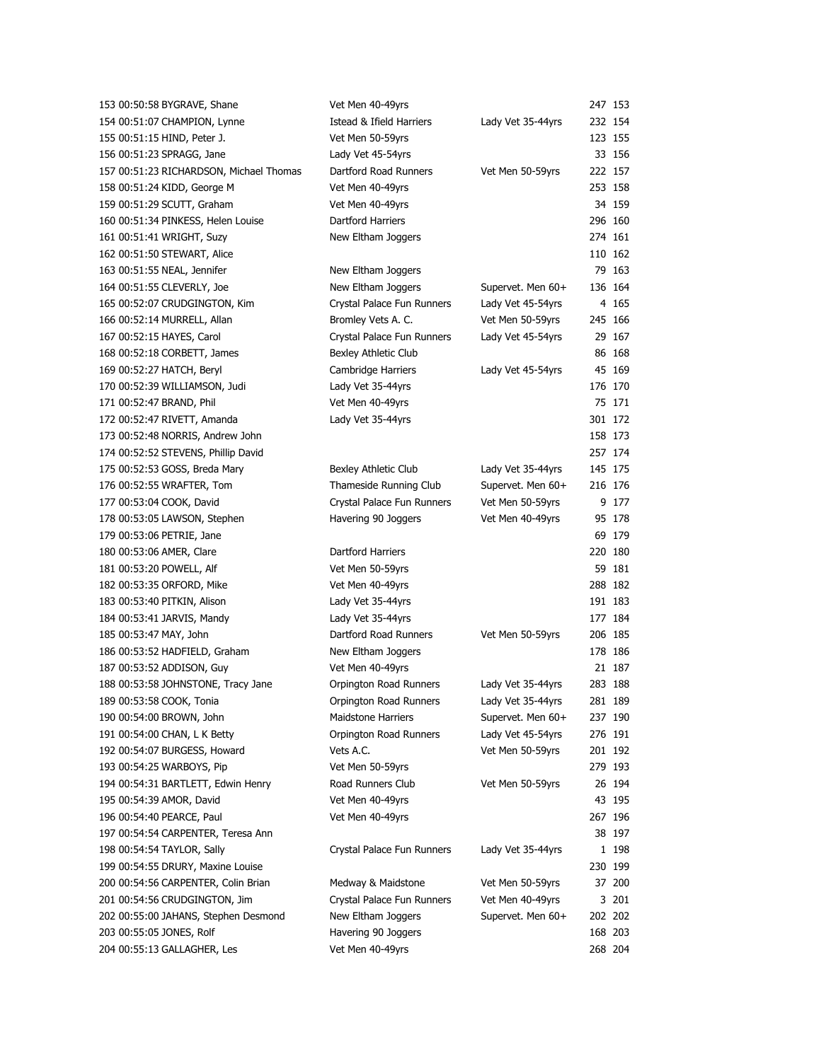| | | | | | | |
|---|---|---|---|---|---|---|
| 153 | 00:50:58 | BYGRAVE, Shane | Vet Men 40-49yrs | | 247 | 153 |
| 154 | 00:51:07 | CHAMPION, Lynne | Istead & Ifield Harriers | Lady Vet 35-44yrs | 232 | 154 |
| 155 | 00:51:15 | HIND, Peter J. | Vet Men 50-59yrs | | 123 | 155 |
| 156 | 00:51:23 | SPRAGG, Jane | Lady Vet 45-54yrs | | 33 | 156 |
| 157 | 00:51:23 | RICHARDSON, Michael Thomas | Dartford Road Runners | Vet Men 50-59yrs | 222 | 157 |
| 158 | 00:51:24 | KIDD, George M | Vet Men 40-49yrs | | 253 | 158 |
| 159 | 00:51:29 | SCUTT, Graham | Vet Men 40-49yrs | | 34 | 159 |
| 160 | 00:51:34 | PINKESS, Helen Louise | Dartford Harriers | | 296 | 160 |
| 161 | 00:51:41 | WRIGHT, Suzy | New Eltham Joggers | | 274 | 161 |
| 162 | 00:51:50 | STEWART, Alice | | | 110 | 162 |
| 163 | 00:51:55 | NEAL, Jennifer | New Eltham Joggers | | 79 | 163 |
| 164 | 00:51:55 | CLEVERLY, Joe | New Eltham Joggers | Supervet. Men 60+ | 136 | 164 |
| 165 | 00:52:07 | CRUDGINGTON, Kim | Crystal Palace Fun Runners | Lady Vet 45-54yrs | 4 | 165 |
| 166 | 00:52:14 | MURRELL, Allan | Bromley Vets A. C. | Vet Men 50-59yrs | 245 | 166 |
| 167 | 00:52:15 | HAYES, Carol | Crystal Palace Fun Runners | Lady Vet 45-54yrs | 29 | 167 |
| 168 | 00:52:18 | CORBETT, James | Bexley Athletic Club | | 86 | 168 |
| 169 | 00:52:27 | HATCH, Beryl | Cambridge Harriers | Lady Vet 45-54yrs | 45 | 169 |
| 170 | 00:52:39 | WILLIAMSON, Judi | Lady Vet 35-44yrs | | 176 | 170 |
| 171 | 00:52:47 | BRAND, Phil | Vet Men 40-49yrs | | 75 | 171 |
| 172 | 00:52:47 | RIVETT, Amanda | Lady Vet 35-44yrs | | 301 | 172 |
| 173 | 00:52:48 | NORRIS, Andrew John | | | 158 | 173 |
| 174 | 00:52:52 | STEVENS, Phillip David | | | 257 | 174 |
| 175 | 00:52:53 | GOSS, Breda Mary | Bexley Athletic Club | Lady Vet 35-44yrs | 145 | 175 |
| 176 | 00:52:55 | WRAFTER, Tom | Thameside Running Club | Supervet. Men 60+ | 216 | 176 |
| 177 | 00:53:04 | COOK, David | Crystal Palace Fun Runners | Vet Men 50-59yrs | 9 | 177 |
| 178 | 00:53:05 | LAWSON, Stephen | Havering 90 Joggers | Vet Men 40-49yrs | 95 | 178 |
| 179 | 00:53:06 | PETRIE, Jane | | | 69 | 179 |
| 180 | 00:53:06 | AMER, Clare | Dartford Harriers | | 220 | 180 |
| 181 | 00:53:20 | POWELL, Alf | Vet Men 50-59yrs | | 59 | 181 |
| 182 | 00:53:35 | ORFORD, Mike | Vet Men 40-49yrs | | 288 | 182 |
| 183 | 00:53:40 | PITKIN, Alison | Lady Vet 35-44yrs | | 191 | 183 |
| 184 | 00:53:41 | JARVIS, Mandy | Lady Vet 35-44yrs | | 177 | 184 |
| 185 | 00:53:47 | MAY, John | Dartford Road Runners | Vet Men 50-59yrs | 206 | 185 |
| 186 | 00:53:52 | HADFIELD, Graham | New Eltham Joggers | | 178 | 186 |
| 187 | 00:53:52 | ADDISON, Guy | Vet Men 40-49yrs | | 21 | 187 |
| 188 | 00:53:58 | JOHNSTONE, Tracy Jane | Orpington Road Runners | Lady Vet 35-44yrs | 283 | 188 |
| 189 | 00:53:58 | COOK, Tonia | Orpington Road Runners | Lady Vet 35-44yrs | 281 | 189 |
| 190 | 00:54:00 | BROWN, John | Maidstone Harriers | Supervet. Men 60+ | 237 | 190 |
| 191 | 00:54:00 | CHAN, L K Betty | Orpington Road Runners | Lady Vet 45-54yrs | 276 | 191 |
| 192 | 00:54:07 | BURGESS, Howard | Vets A.C. | Vet Men 50-59yrs | 201 | 192 |
| 193 | 00:54:25 | WARBOYS, Pip | Vet Men 50-59yrs | | 279 | 193 |
| 194 | 00:54:31 | BARTLETT, Edwin Henry | Road Runners Club | Vet Men 50-59yrs | 26 | 194 |
| 195 | 00:54:39 | AMOR, David | Vet Men 40-49yrs | | 43 | 195 |
| 196 | 00:54:40 | PEARCE, Paul | Vet Men 40-49yrs | | 267 | 196 |
| 197 | 00:54:54 | CARPENTER, Teresa Ann | | | 38 | 197 |
| 198 | 00:54:54 | TAYLOR, Sally | Crystal Palace Fun Runners | Lady Vet 35-44yrs | 1 | 198 |
| 199 | 00:54:55 | DRURY, Maxine Louise | | | 230 | 199 |
| 200 | 00:54:56 | CARPENTER, Colin Brian | Medway & Maidstone | Vet Men 50-59yrs | 37 | 200 |
| 201 | 00:54:56 | CRUDGINGTON, Jim | Crystal Palace Fun Runners | Vet Men 40-49yrs | 3 | 201 |
| 202 | 00:55:00 | JAHANS, Stephen Desmond | New Eltham Joggers | Supervet. Men 60+ | 202 | 202 |
| 203 | 00:55:05 | JONES, Rolf | Havering 90 Joggers | | 168 | 203 |
| 204 | 00:55:13 | GALLAGHER, Les | Vet Men 40-49yrs | | 268 | 204 |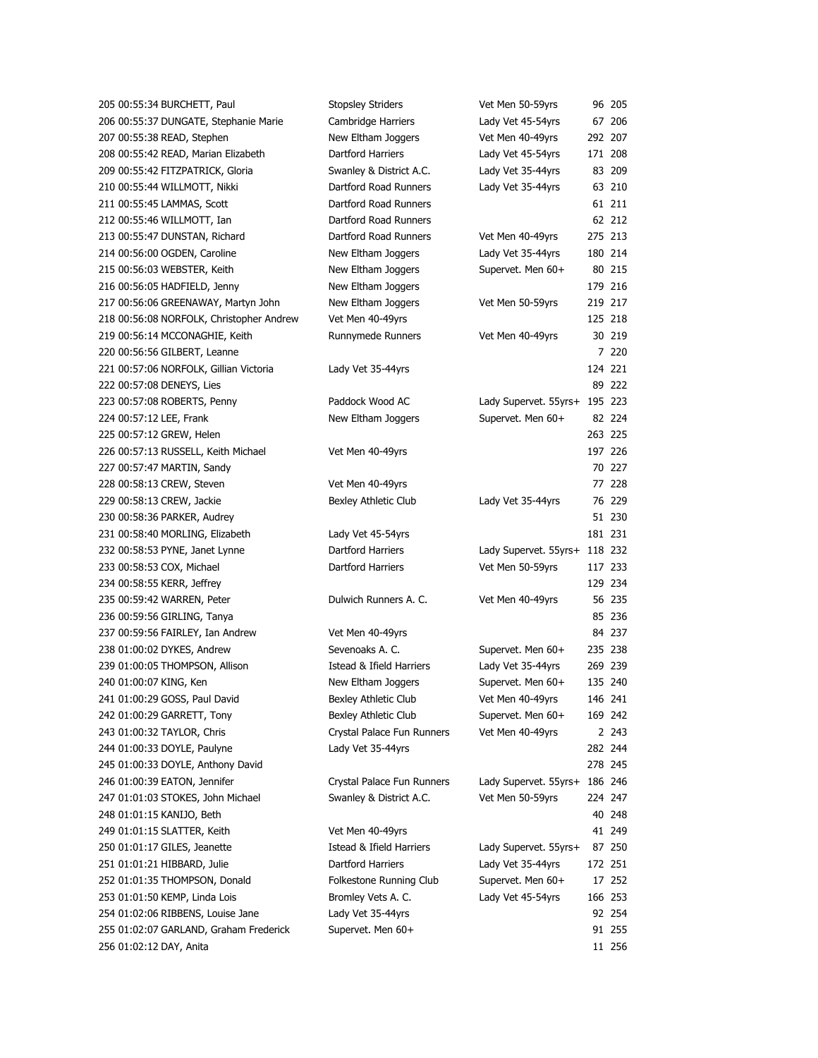| | | | | | | |
|---|---|---|---|---|---|---|
| 205 | 00:55:34 | BURCHETT, Paul | Stopsley Striders | Vet Men 50-59yrs | 96 | 205 |
| 206 | 00:55:37 | DUNGATE, Stephanie Marie | Cambridge Harriers | Lady Vet 45-54yrs | 67 | 206 |
| 207 | 00:55:38 | READ, Stephen | New Eltham Joggers | Vet Men 40-49yrs | 292 | 207 |
| 208 | 00:55:42 | READ, Marian Elizabeth | Dartford Harriers | Lady Vet 45-54yrs | 171 | 208 |
| 209 | 00:55:42 | FITZPATRICK, Gloria | Swanley & District A.C. | Lady Vet 35-44yrs | 83 | 209 |
| 210 | 00:55:44 | WILLMOTT, Nikki | Dartford Road Runners | Lady Vet 35-44yrs | 63 | 210 |
| 211 | 00:55:45 | LAMMAS, Scott | Dartford Road Runners | | 61 | 211 |
| 212 | 00:55:46 | WILLMOTT, Ian | Dartford Road Runners | | 62 | 212 |
| 213 | 00:55:47 | DUNSTAN, Richard | Dartford Road Runners | Vet Men 40-49yrs | 275 | 213 |
| 214 | 00:56:00 | OGDEN, Caroline | New Eltham Joggers | Lady Vet 35-44yrs | 180 | 214 |
| 215 | 00:56:03 | WEBSTER, Keith | New Eltham Joggers | Supervet. Men 60+ | 80 | 215 |
| 216 | 00:56:05 | HADFIELD, Jenny | New Eltham Joggers | | 179 | 216 |
| 217 | 00:56:06 | GREENAWAY, Martyn John | New Eltham Joggers | Vet Men 50-59yrs | 219 | 217 |
| 218 | 00:56:08 | NORFOLK, Christopher Andrew | Vet Men 40-49yrs | | 125 | 218 |
| 219 | 00:56:14 | MCCONAGHIE, Keith | Runnymede Runners | Vet Men 40-49yrs | 30 | 219 |
| 220 | 00:56:56 | GILBERT, Leanne | | | 7 | 220 |
| 221 | 00:57:06 | NORFOLK, Gillian Victoria | Lady Vet 35-44yrs | | 124 | 221 |
| 222 | 00:57:08 | DENEYS, Lies | | | 89 | 222 |
| 223 | 00:57:08 | ROBERTS, Penny | Paddock Wood AC | Lady Supervet. 55yrs+ | 195 | 223 |
| 224 | 00:57:12 | LEE, Frank | New Eltham Joggers | Supervet. Men 60+ | 82 | 224 |
| 225 | 00:57:12 | GREW, Helen | | | 263 | 225 |
| 226 | 00:57:13 | RUSSELL, Keith Michael | Vet Men 40-49yrs | | 197 | 226 |
| 227 | 00:57:47 | MARTIN, Sandy | | | 70 | 227 |
| 228 | 00:58:13 | CREW, Steven | Vet Men 40-49yrs | | 77 | 228 |
| 229 | 00:58:13 | CREW, Jackie | Bexley Athletic Club | Lady Vet 35-44yrs | 76 | 229 |
| 230 | 00:58:36 | PARKER, Audrey | | | 51 | 230 |
| 231 | 00:58:40 | MORLING, Elizabeth | Lady Vet 45-54yrs | | 181 | 231 |
| 232 | 00:58:53 | PYNE, Janet Lynne | Dartford Harriers | Lady Supervet. 55yrs+ | 118 | 232 |
| 233 | 00:58:53 | COX, Michael | Dartford Harriers | Vet Men 50-59yrs | 117 | 233 |
| 234 | 00:58:55 | KERR, Jeffrey | | | 129 | 234 |
| 235 | 00:59:42 | WARREN, Peter | Dulwich Runners A. C. | Vet Men 40-49yrs | 56 | 235 |
| 236 | 00:59:56 | GIRLING, Tanya | | | 85 | 236 |
| 237 | 00:59:56 | FAIRLEY, Ian Andrew | Vet Men 40-49yrs | | 84 | 237 |
| 238 | 01:00:02 | DYKES, Andrew | Sevenoaks A. C. | Supervet. Men 60+ | 235 | 238 |
| 239 | 01:00:05 | THOMPSON, Allison | Istead & Ifield Harriers | Lady Vet 35-44yrs | 269 | 239 |
| 240 | 01:00:07 | KING, Ken | New Eltham Joggers | Supervet. Men 60+ | 135 | 240 |
| 241 | 01:00:29 | GOSS, Paul David | Bexley Athletic Club | Vet Men 40-49yrs | 146 | 241 |
| 242 | 01:00:29 | GARRETT, Tony | Bexley Athletic Club | Supervet. Men 60+ | 169 | 242 |
| 243 | 01:00:32 | TAYLOR, Chris | Crystal Palace Fun Runners | Vet Men 40-49yrs | 2 | 243 |
| 244 | 01:00:33 | DOYLE, Paulyne | Lady Vet 35-44yrs | | 282 | 244 |
| 245 | 01:00:33 | DOYLE, Anthony David | | | 278 | 245 |
| 246 | 01:00:39 | EATON, Jennifer | Crystal Palace Fun Runners | Lady Supervet. 55yrs+ | 186 | 246 |
| 247 | 01:01:03 | STOKES, John Michael | Swanley & District A.C. | Vet Men 50-59yrs | 224 | 247 |
| 248 | 01:01:15 | KANIJO, Beth | | | 40 | 248 |
| 249 | 01:01:15 | SLATTER, Keith | Vet Men 40-49yrs | | 41 | 249 |
| 250 | 01:01:17 | GILES, Jeanette | Istead & Ifield Harriers | Lady Supervet. 55yrs+ | 87 | 250 |
| 251 | 01:01:21 | HIBBARD, Julie | Dartford Harriers | Lady Vet 35-44yrs | 172 | 251 |
| 252 | 01:01:35 | THOMPSON, Donald | Folkestone Running Club | Supervet. Men 60+ | 17 | 252 |
| 253 | 01:01:50 | KEMP, Linda Lois | Bromley Vets A. C. | Lady Vet 45-54yrs | 166 | 253 |
| 254 | 01:02:06 | RIBBENS, Louise Jane | Lady Vet 35-44yrs | | 92 | 254 |
| 255 | 01:02:07 | GARLAND, Graham Frederick | Supervet. Men 60+ | | 91 | 255 |
| 256 | 01:02:12 | DAY, Anita | | | 11 | 256 |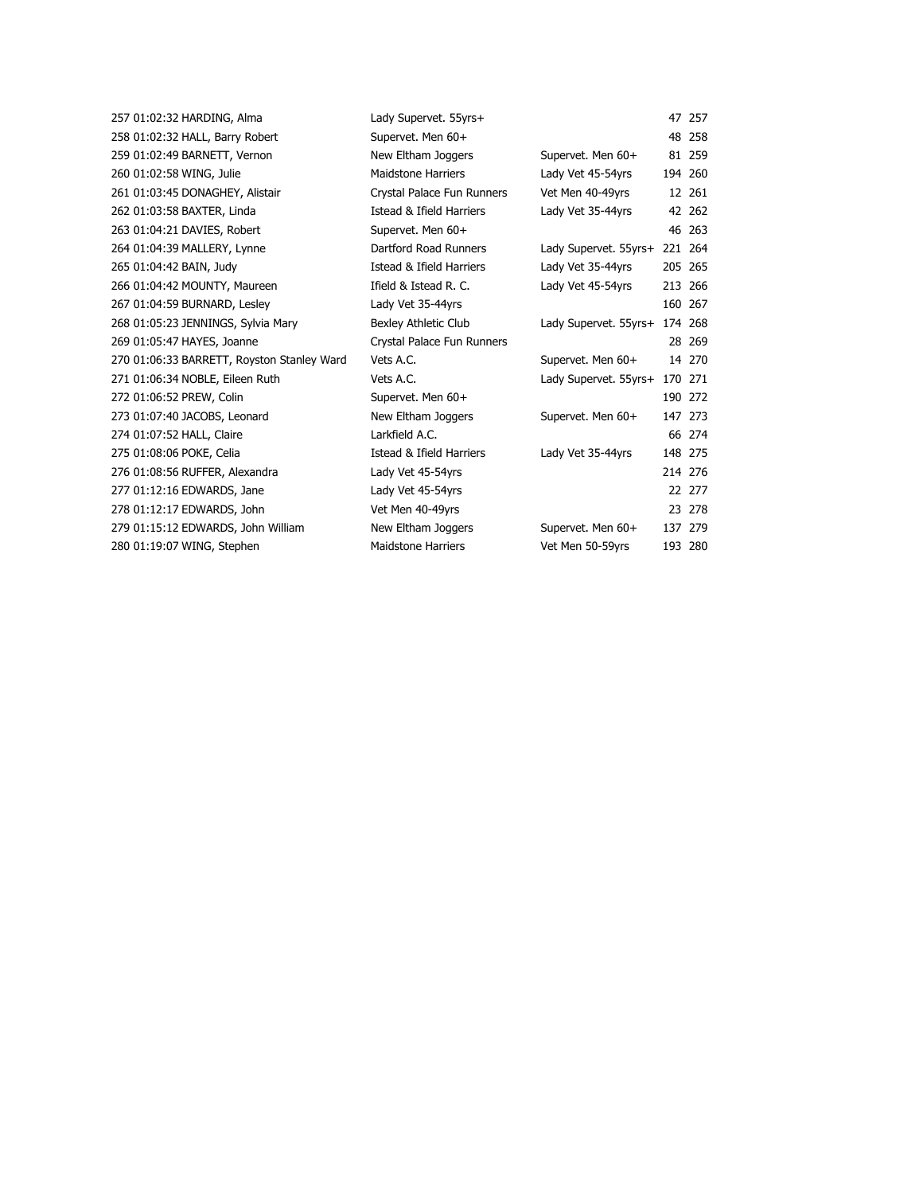| | | | | | | |
|---|---|---|---|---|---|---|
| 257 | 01:02:32 | HARDING, Alma | Lady Supervet. 55yrs+ | | 47 | 257 |
| 258 | 01:02:32 | HALL, Barry Robert | Supervet. Men 60+ | | 48 | 258 |
| 259 | 01:02:49 | BARNETT, Vernon | New Eltham Joggers | Supervet. Men 60+ | 81 | 259 |
| 260 | 01:02:58 | WING, Julie | Maidstone Harriers | Lady Vet 45-54yrs | 194 | 260 |
| 261 | 01:03:45 | DONAGHEY, Alistair | Crystal Palace Fun Runners | Vet Men 40-49yrs | 12 | 261 |
| 262 | 01:03:58 | BAXTER, Linda | Istead & Ifield Harriers | Lady Vet 35-44yrs | 42 | 262 |
| 263 | 01:04:21 | DAVIES, Robert | Supervet. Men 60+ | | 46 | 263 |
| 264 | 01:04:39 | MALLERY, Lynne | Dartford Road Runners | Lady Supervet. 55yrs+ | 221 | 264 |
| 265 | 01:04:42 | BAIN, Judy | Istead & Ifield Harriers | Lady Vet 35-44yrs | 205 | 265 |
| 266 | 01:04:42 | MOUNTY, Maureen | Ifield & Istead R. C. | Lady Vet 45-54yrs | 213 | 266 |
| 267 | 01:04:59 | BURNARD, Lesley | Lady Vet 35-44yrs | | 160 | 267 |
| 268 | 01:05:23 | JENNINGS, Sylvia Mary | Bexley Athletic Club | Lady Supervet. 55yrs+ | 174 | 268 |
| 269 | 01:05:47 | HAYES, Joanne | Crystal Palace Fun Runners | | 28 | 269 |
| 270 | 01:06:33 | BARRETT, Royston Stanley Ward | Vets A.C. | Supervet. Men 60+ | 14 | 270 |
| 271 | 01:06:34 | NOBLE, Eileen Ruth | Vets A.C. | Lady Supervet. 55yrs+ | 170 | 271 |
| 272 | 01:06:52 | PREW, Colin | Supervet. Men 60+ | | 190 | 272 |
| 273 | 01:07:40 | JACOBS, Leonard | New Eltham Joggers | Supervet. Men 60+ | 147 | 273 |
| 274 | 01:07:52 | HALL, Claire | Larkfield A.C. | | 66 | 274 |
| 275 | 01:08:06 | POKE, Celia | Istead & Ifield Harriers | Lady Vet 35-44yrs | 148 | 275 |
| 276 | 01:08:56 | RUFFER, Alexandra | Lady Vet 45-54yrs | | 214 | 276 |
| 277 | 01:12:16 | EDWARDS, Jane | Lady Vet 45-54yrs | | 22 | 277 |
| 278 | 01:12:17 | EDWARDS, John | Vet Men 40-49yrs | | 23 | 278 |
| 279 | 01:15:12 | EDWARDS, John William | New Eltham Joggers | Supervet. Men 60+ | 137 | 279 |
| 280 | 01:19:07 | WING, Stephen | Maidstone Harriers | Vet Men 50-59yrs | 193 | 280 |